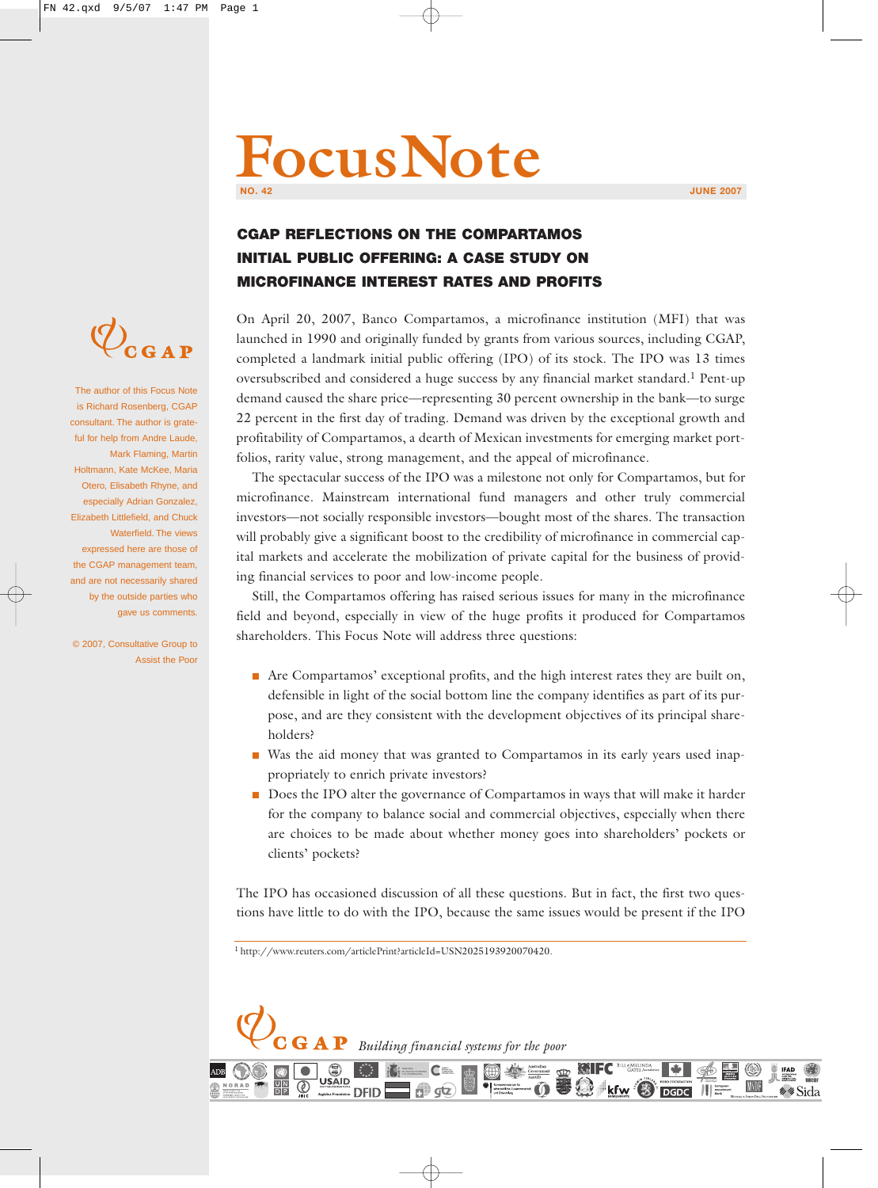# FocusNote

**NO. 42** **JUNE 2007**

## CGAP REFLECTIONS ON THE COMPARTAMOS INITIAL PUBLIC OFFERING: A CASE STUDY ON MICROFINANCE INTEREST RATES AND PROFITS

The author of this Focus Note is Richard Rosenberg, CGAP consultant. The author is grateful for help from Andre Laude, Mark Flaming, Martin Holtmann, Kate McKee, Maria Otero, Elisabeth Rhyne, and especially Adrian Gonzalez, Elizabeth Littlefield, and Chuck Waterfield. The views expressed here are those of the CGAP management team, and are not necessarily shared by the outside parties who gave us comments.

© 2007, Consultative Group to Assist the Poor

On April 20, 2007, Banco Compartamos, a microfinance institution (MFI) that was launched in 1990 and originally funded by grants from various sources, including CGAP, completed a landmark initial public offering (IPO) of its stock. The IPO was 13 times oversubscribed and considered a huge success by any financial market standard.[1] Pent-up demand caused the share price—representing 30 percent ownership in the bank—to surge 22 percent in the first day of trading. Demand was driven by the exceptional growth and profitability of Compartamos, a dearth of Mexican investments for emerging market portfolios, rarity value, strong management, and the appeal of microfinance.

The spectacular success of the IPO was a milestone not only for Compartamos, but for microfinance. Mainstream international fund managers and other truly commercial investors—not socially responsible investors—bought most of the shares. The transaction will probably give a significant boost to the credibility of microfinance in commercial capital markets and accelerate the mobilization of private capital for the business of providing financial services to poor and low-income people.

Still, the Compartamos offering has raised serious issues for many in the microfinance field and beyond, especially in view of the huge profits it produced for Compartamos shareholders. This Focus Note will address three questions:

- Are Compartamos' exceptional profits, and the high interest rates they are built on, defensible in light of the social bottom line the company identifies as part of its purpose, and are they consistent with the development objectives of its principal shareholders?
- Was the aid money that was granted to Compartamos in its early years used inappropriately to enrich private investors?
- Does the IPO alter the governance of Compartamos in ways that will make it harder for the company to balance social and commercial objectives, especially when there are choices to be made about whether money goes into shareholders' pockets or clients' pockets?

The IPO has occasioned discussion of all these questions. But in fact, the first two questions have little to do with the IPO, because the same issues would be present if the IPO

[1] http://www.reuters.com/articlePrint?articleId=USN2025193920070420.

CGAP *Building financial systems for the poor*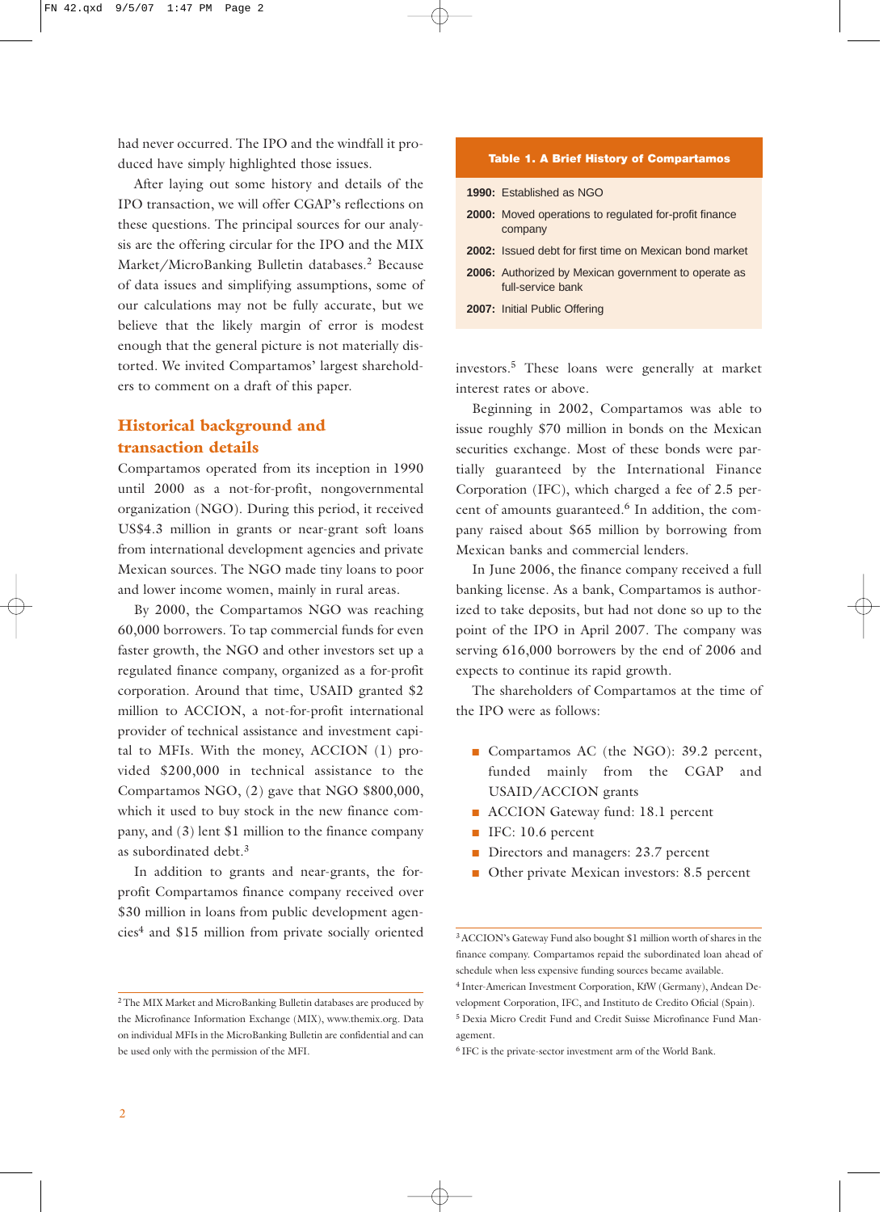had never occurred. The IPO and the windfall it produced have simply highlighted those issues.

After laying out some history and details of the IPO transaction, we will offer CGAP's reflections on these questions. The principal sources for our analysis are the offering circular for the IPO and the MIX Market/MicroBanking Bulletin databases.[2] Because of data issues and simplifying assumptions, some of our calculations may not be fully accurate, but we believe that the likely margin of error is modest enough that the general picture is not materially distorted. We invited Compartamos' largest shareholders to comment on a draft of this paper.

## Historical background and transaction details

Compartamos operated from its inception in 1990 until 2000 as a not-for-profit, nongovernmental organization (NGO). During this period, it received US$4.3 million in grants or near-grant soft loans from international development agencies and private Mexican sources. The NGO made tiny loans to poor and lower income women, mainly in rural areas.

By 2000, the Compartamos NGO was reaching 60,000 borrowers. To tap commercial funds for even faster growth, the NGO and other investors set up a regulated finance company, organized as a for-profit corporation. Around that time, USAID granted $2 million to ACCION, a not-for-profit international provider of technical assistance and investment capital to MFIs. With the money, ACCION (1) provided $200,000 in technical assistance to the Compartamos NGO, (2) gave that NGO $800,000, which it used to buy stock in the new finance company, and (3) lent $1 million to the finance company as subordinated debt.[3]

In addition to grants and near-grants, the for-profit Compartamos finance company received over $30 million in loans from public development agencies[4] and $15 million from private socially oriented investors.[5] These loans were generally at market interest rates or above.

**Table 1. A Brief History of Compartamos**

| Year | Event |
|---|---|
| **1990:** | Established as NGO |
| **2000:** | Moved operations to regulated for-profit finance company |
| **2002:** | Issued debt for first time on Mexican bond market |
| **2006:** | Authorized by Mexican government to operate as full-service bank |
| **2007:** | Initial Public Offering |

Beginning in 2002, Compartamos was able to issue roughly $70 million in bonds on the Mexican securities exchange. Most of these bonds were partially guaranteed by the International Finance Corporation (IFC), which charged a fee of 2.5 percent of amounts guaranteed.[6] In addition, the company raised about $65 million by borrowing from Mexican banks and commercial lenders.

In June 2006, the finance company received a full banking license. As a bank, Compartamos is authorized to take deposits, but had not done so up to the point of the IPO in April 2007. The company was serving 616,000 borrowers by the end of 2006 and expects to continue its rapid growth.

The shareholders of Compartamos at the time of the IPO were as follows:

- Compartamos AC (the NGO): 39.2 percent, funded mainly from the CGAP and USAID/ACCION grants
- ACCION Gateway fund: 18.1 percent
- IFC: 10.6 percent
- Directors and managers: 23.7 percent
- Other private Mexican investors: 8.5 percent

---

[2] The MIX Market and MicroBanking Bulletin databases are produced by the Microfinance Information Exchange (MIX), www.themix.org. Data on individual MFIs in the MicroBanking Bulletin are confidential and can be used only with the permission of the MFI.

[3] ACCION's Gateway Fund also bought $1 million worth of shares in the finance company. Compartamos repaid the subordinated loan ahead of schedule when less expensive funding sources became available.

[4] Inter-American Investment Corporation, KfW (Germany), Andean Development Corporation, IFC, and Instituto de Credito Oficial (Spain).

[5] Dexia Micro Credit Fund and Credit Suisse Microfinance Fund Management.

[6] IFC is the private-sector investment arm of the World Bank.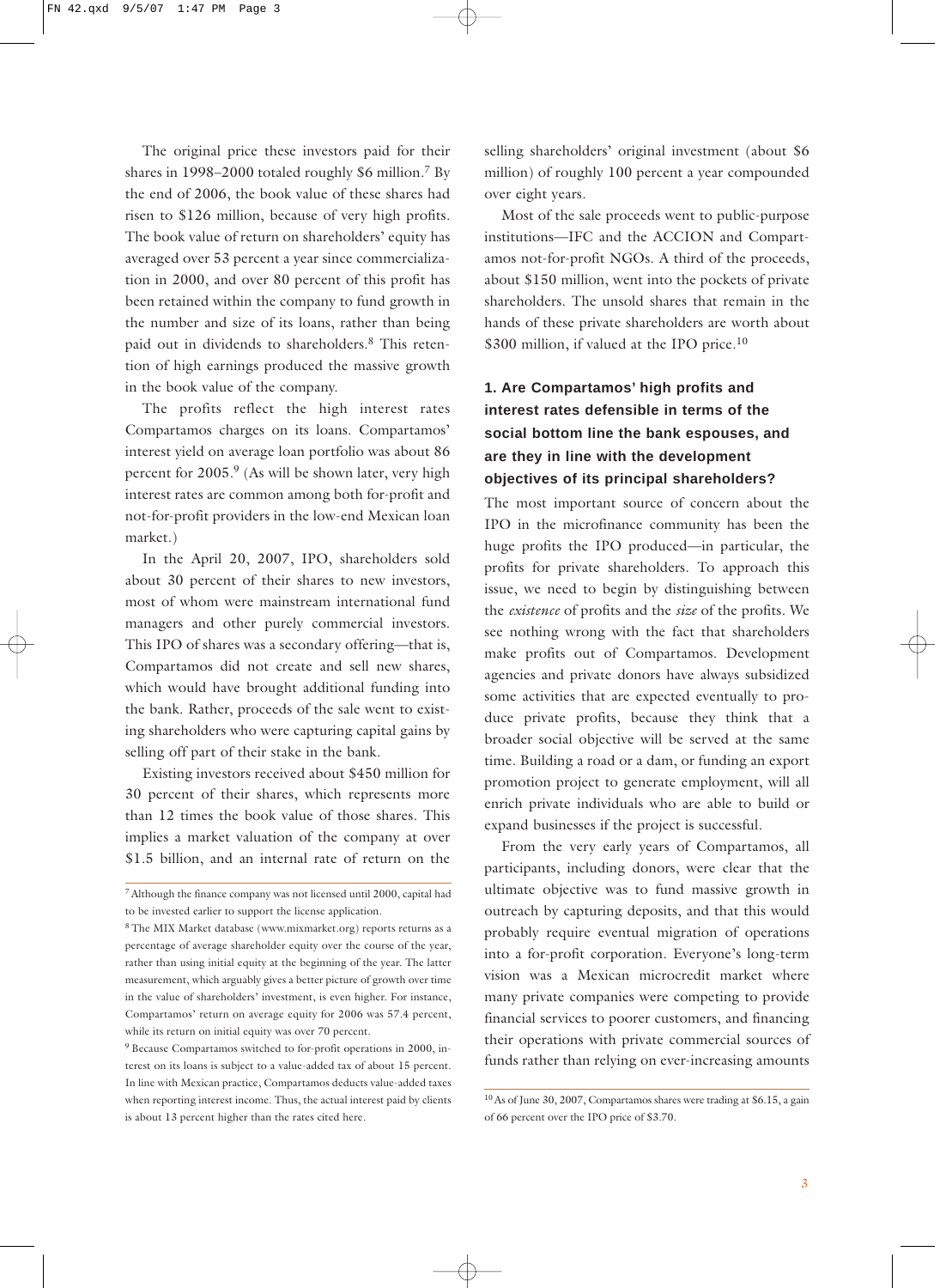The original price these investors paid for their shares in 1998–2000 totaled roughly $6 million.[7] By the end of 2006, the book value of these shares had risen to $126 million, because of very high profits. The book value of return on shareholders' equity has averaged over 53 percent a year since commercialization in 2000, and over 80 percent of this profit has been retained within the company to fund growth in the number and size of its loans, rather than being paid out in dividends to shareholders.[8] This retention of high earnings produced the massive growth in the book value of the company.

The profits reflect the high interest rates Compartamos charges on its loans. Compartamos' interest yield on average loan portfolio was about 86 percent for 2005.[9] (As will be shown later, very high interest rates are common among both for-profit and not-for-profit providers in the low-end Mexican loan market.)

In the April 20, 2007, IPO, shareholders sold about 30 percent of their shares to new investors, most of whom were mainstream international fund managers and other purely commercial investors. This IPO of shares was a secondary offering—that is, Compartamos did not create and sell new shares, which would have brought additional funding into the bank. Rather, proceeds of the sale went to existing shareholders who were capturing capital gains by selling off part of their stake in the bank.

Existing investors received about $450 million for 30 percent of their shares, which represents more than 12 times the book value of those shares. This implies a market valuation of the company at over $1.5 billion, and an internal rate of return on the selling shareholders' original investment (about $6 million) of roughly 100 percent a year compounded over eight years.

Most of the sale proceeds went to public-purpose institutions—IFC and the ACCION and Compartamos not-for-profit NGOs. A third of the proceeds, about $150 million, went into the pockets of private shareholders. The unsold shares that remain in the hands of these private shareholders are worth about $300 million, if valued at the IPO price.[10]

## 1. Are Compartamos' high profits and interest rates defensible in terms of the social bottom line the bank espouses, and are they in line with the development objectives of its principal shareholders?

The most important source of concern about the IPO in the microfinance community has been the huge profits the IPO produced—in particular, the profits for private shareholders. To approach this issue, we need to begin by distinguishing between the *existence* of profits and the *size* of the profits. We see nothing wrong with the fact that shareholders make profits out of Compartamos. Development agencies and private donors have always subsidized some activities that are expected eventually to produce private profits, because they think that a broader social objective will be served at the same time. Building a road or a dam, or funding an export promotion project to generate employment, will all enrich private individuals who are able to build or expand businesses if the project is successful.

From the very early years of Compartamos, all participants, including donors, were clear that the ultimate objective was to fund massive growth in outreach by capturing deposits, and that this would probably require eventual migration of operations into a for-profit corporation. Everyone's long-term vision was a Mexican microcredit market where many private companies were competing to provide financial services to poorer customers, and financing their operations with private commercial sources of funds rather than relying on ever-increasing amounts

---

[7] Although the finance company was not licensed until 2000, capital had to be invested earlier to support the license application.

[8] The MIX Market database (www.mixmarket.org) reports returns as a percentage of average shareholder equity over the course of the year, rather than using initial equity at the beginning of the year. The latter measurement, which arguably gives a better picture of growth over time in the value of shareholders' investment, is even higher. For instance, Compartamos' return on average equity for 2006 was 57.4 percent, while its return on initial equity was over 70 percent.

[9] Because Compartamos switched to for-profit operations in 2000, interest on its loans is subject to a value-added tax of about 15 percent. In line with Mexican practice, Compartamos deducts value-added taxes when reporting interest income. Thus, the actual interest paid by clients is about 13 percent higher than the rates cited here.

[10] As of June 30, 2007, Compartamos shares were trading at $6.15, a gain of 66 percent over the IPO price of $3.70.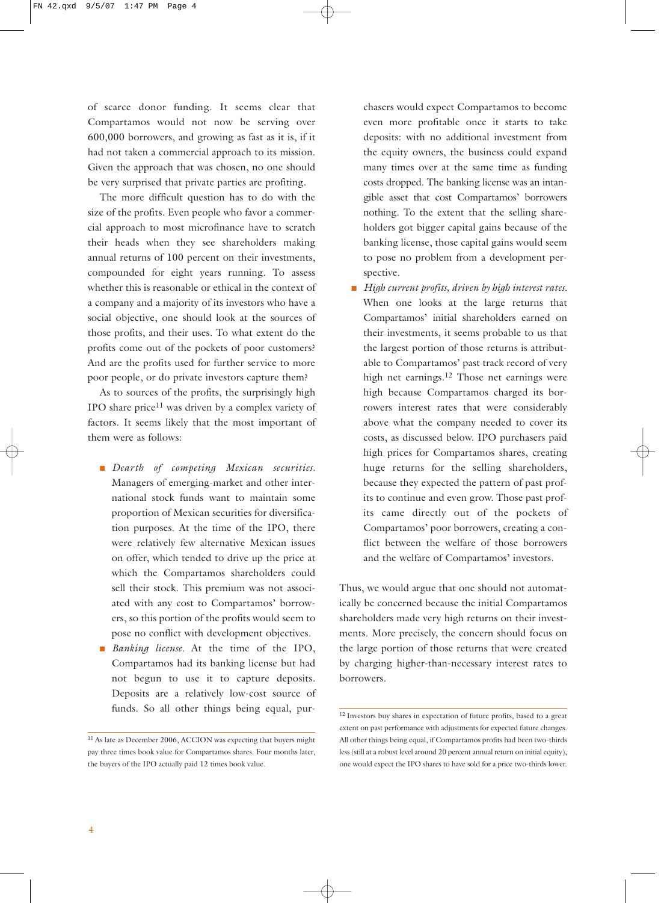of scarce donor funding. It seems clear that Compartamos would not now be serving over 600,000 borrowers, and growing as fast as it is, if it had not taken a commercial approach to its mission. Given the approach that was chosen, no one should be very surprised that private parties are profiting.

The more difficult question has to do with the size of the profits. Even people who favor a commercial approach to most microfinance have to scratch their heads when they see shareholders making annual returns of 100 percent on their investments, compounded for eight years running. To assess whether this is reasonable or ethical in the context of a company and a majority of its investors who have a social objective, one should look at the sources of those profits, and their uses. To what extent do the profits come out of the pockets of poor customers? And are the profits used for further service to more poor people, or do private investors capture them?

As to sources of the profits, the surprisingly high IPO share price[11] was driven by a complex variety of factors. It seems likely that the most important of them were as follows:

- *Dearth of competing Mexican securities.* Managers of emerging-market and other international stock funds want to maintain some proportion of Mexican securities for diversification purposes. At the time of the IPO, there were relatively few alternative Mexican issues on offer, which tended to drive up the price at which the Compartamos shareholders could sell their stock. This premium was not associated with any cost to Compartamos' borrowers, so this portion of the profits would seem to pose no conflict with development objectives.
- *Banking license.* At the time of the IPO, Compartamos had its banking license but had not begun to use it to capture deposits. Deposits are a relatively low-cost source of funds. So all other things being equal, purchasers would expect Compartamos to become even more profitable once it starts to take deposits: with no additional investment from the equity owners, the business could expand many times over at the same time as funding costs dropped. The banking license was an intangible asset that cost Compartamos' borrowers nothing. To the extent that the selling shareholders got bigger capital gains because of the banking license, those capital gains would seem to pose no problem from a development perspective.
- *High current profits, driven by high interest rates.* When one looks at the large returns that Compartamos' initial shareholders earned on their investments, it seems probable to us that the largest portion of those returns is attributable to Compartamos' past track record of very high net earnings.[12] Those net earnings were high because Compartamos charged its borrowers interest rates that were considerably above what the company needed to cover its costs, as discussed below. IPO purchasers paid high prices for Compartamos shares, creating huge returns for the selling shareholders, because they expected the pattern of past profits to continue and even grow. Those past profits came directly out of the pockets of Compartamos' poor borrowers, creating a conflict between the welfare of those borrowers and the welfare of Compartamos' investors.

Thus, we would argue that one should not automatically be concerned because the initial Compartamos shareholders made very high returns on their investments. More precisely, the concern should focus on the large portion of those returns that were created by charging higher-than-necessary interest rates to borrowers.

---

[11] As late as December 2006, ACCION was expecting that buyers might pay three times book value for Compartamos shares. Four months later, the buyers of the IPO actually paid 12 times book value.

[12] Investors buy shares in expectation of future profits, based to a great extent on past performance with adjustments for expected future changes. All other things being equal, if Compartamos profits had been two-thirds less (still at a robust level around 20 percent annual return on initial equity), one would expect the IPO shares to have sold for a price two-thirds lower.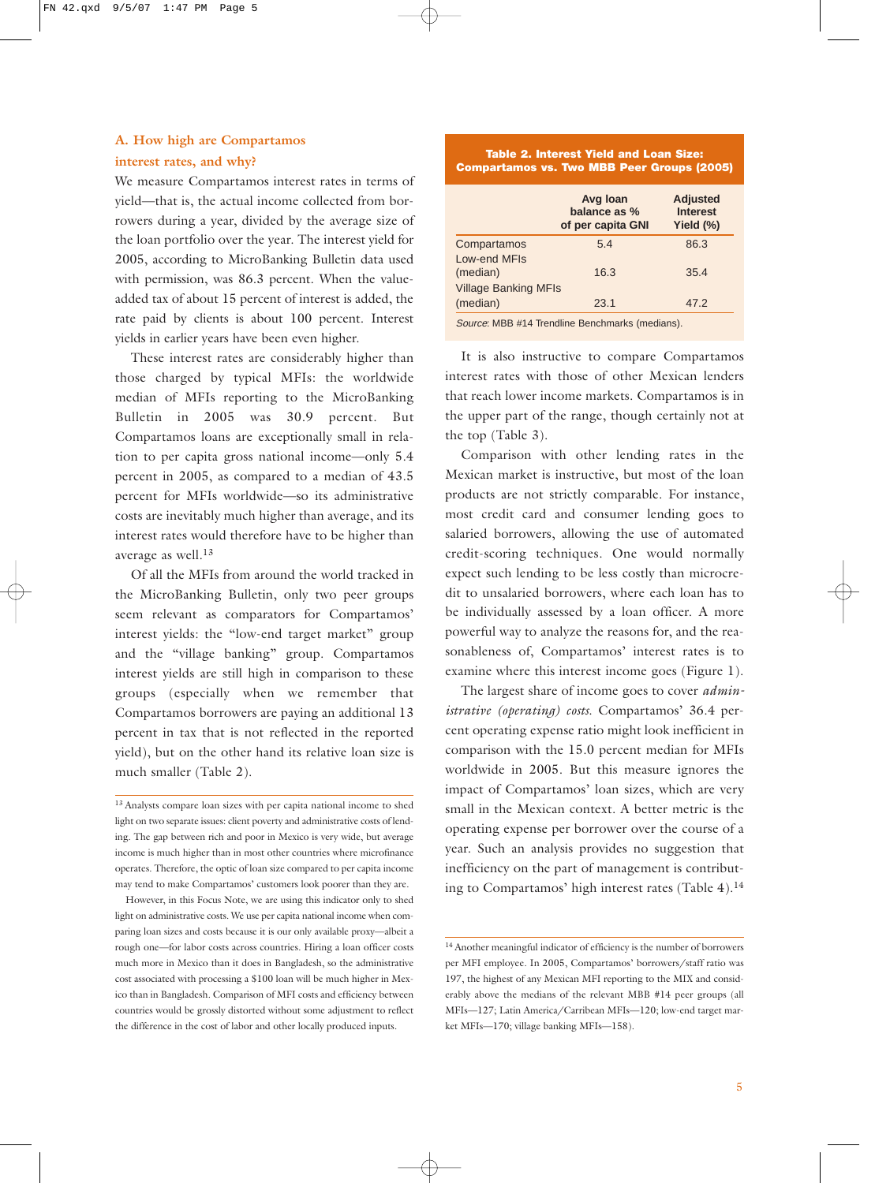### A. How high are Compartamos interest rates, and why?

We measure Compartamos interest rates in terms of yield—that is, the actual income collected from borrowers during a year, divided by the average size of the loan portfolio over the year. The interest yield for 2005, according to MicroBanking Bulletin data used with permission, was 86.3 percent. When the value-added tax of about 15 percent of interest is added, the rate paid by clients is about 100 percent. Interest yields in earlier years have been even higher.

These interest rates are considerably higher than those charged by typical MFIs: the worldwide median of MFIs reporting to the MicroBanking Bulletin in 2005 was 30.9 percent. But Compartamos loans are exceptionally small in relation to per capita gross national income—only 5.4 percent in 2005, as compared to a median of 43.5 percent for MFIs worldwide—so its administrative costs are inevitably much higher than average, and its interest rates would therefore have to be higher than average as well.[13]

Of all the MFIs from around the world tracked in the MicroBanking Bulletin, only two peer groups seem relevant as comparators for Compartamos' interest yields: the "low-end target market" group and the "village banking" group. Compartamos interest yields are still high in comparison to these groups (especially when we remember that Compartamos borrowers are paying an additional 13 percent in tax that is not reflected in the reported yield), but on the other hand its relative loan size is much smaller (Table 2).

**Table 2. Interest Yield and Loan Size: Compartamos vs. Two MBB Peer Groups (2005)**

| | Avg loan balance as % of per capita GNI | Adjusted Interest Yield (%) |
|---|---|---|
| Compartamos | 5.4 | 86.3 |
| Low-end MFIs (median) | 16.3 | 35.4 |
| Village Banking MFIs (median) | 23.1 | 47.2 |

*Source*: MBB #14 Trendline Benchmarks (medians).

It is also instructive to compare Compartamos interest rates with those of other Mexican lenders that reach lower income markets. Compartamos is in the upper part of the range, though certainly not at the top (Table 3).

Comparison with other lending rates in the Mexican market is instructive, but most of the loan products are not strictly comparable. For instance, most credit card and consumer lending goes to salaried borrowers, allowing the use of automated credit-scoring techniques. One would normally expect such lending to be less costly than microcredit to unsalaried borrowers, where each loan has to be individually assessed by a loan officer. A more powerful way to analyze the reasons for, and the reasonableness of, Compartamos' interest rates is to examine where this interest income goes (Figure 1).

The largest share of income goes to cover *administrative (operating) costs.* Compartamos' 36.4 percent operating expense ratio might look inefficient in comparison with the 15.0 percent median for MFIs worldwide in 2005. But this measure ignores the impact of Compartamos' loan sizes, which are very small in the Mexican context. A better metric is the operating expense per borrower over the course of a year. Such an analysis provides no suggestion that inefficiency on the part of management is contributing to Compartamos' high interest rates (Table 4).[14]

---

[13] Analysts compare loan sizes with per capita national income to shed light on two separate issues: client poverty and administrative costs of lending. The gap between rich and poor in Mexico is very wide, but average income is much higher than in most other countries where microfinance operates. Therefore, the optic of loan size compared to per capita income may tend to make Compartamos' customers look poorer than they are.

However, in this Focus Note, we are using this indicator only to shed light on administrative costs. We use per capita national income when comparing loan sizes and costs because it is our only available proxy—albeit a rough one—for labor costs across countries. Hiring a loan officer costs much more in Mexico than it does in Bangladesh, so the administrative cost associated with processing a $100 loan will be much higher in Mexico than in Bangladesh. Comparison of MFI costs and efficiency between countries would be grossly distorted without some adjustment to reflect the difference in the cost of labor and other locally produced inputs.

[14] Another meaningful indicator of efficiency is the number of borrowers per MFI employee. In 2005, Compartamos' borrowers/staff ratio was 197, the highest of any Mexican MFI reporting to the MIX and considerably above the medians of the relevant MBB #14 peer groups (all MFIs—127; Latin America/Carribean MFIs—120; low-end target market MFIs—170; village banking MFIs—158).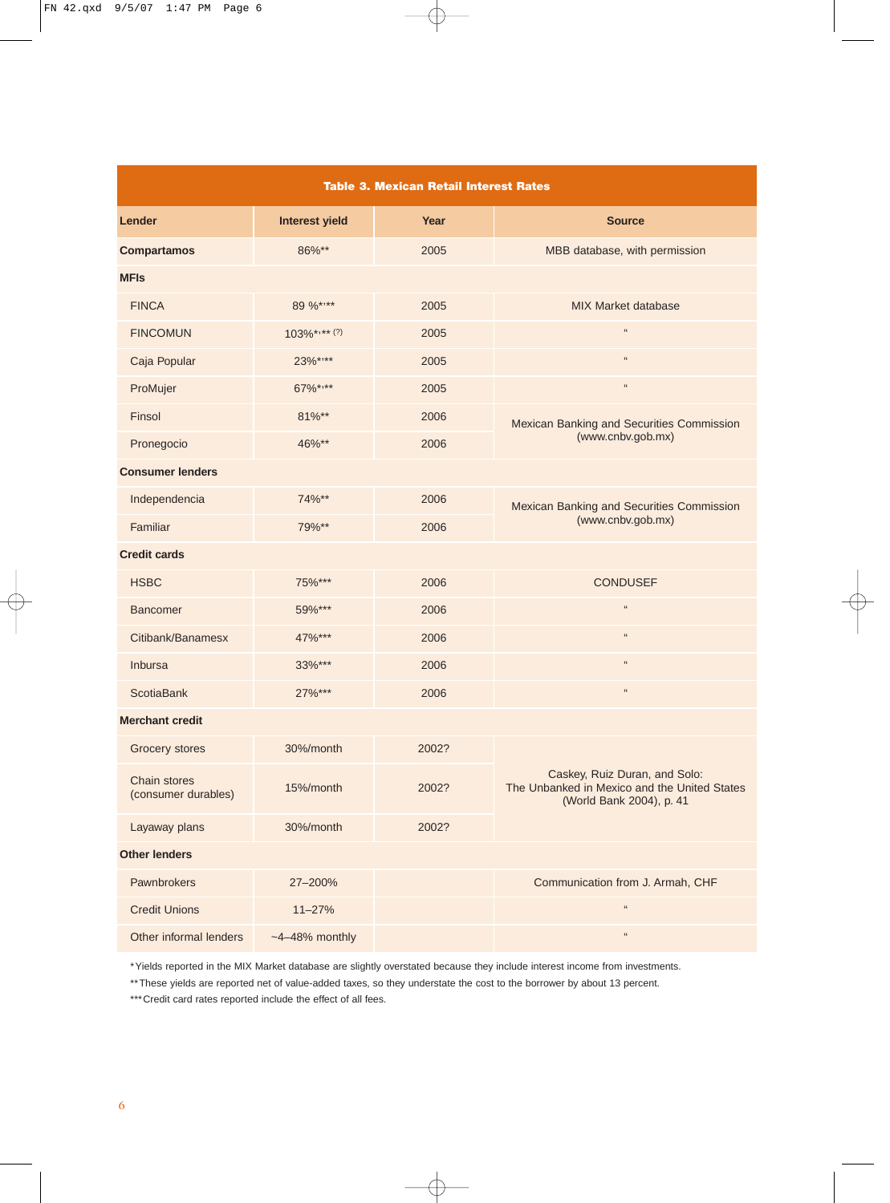**Table 3. Mexican Retail Interest Rates**

| Lender | Interest yield | Year | Source |
|---|---|---|---|
| **Compartamos** | 86%** | 2005 | MBB database, with permission |
| **MFIs** | | | |
| FINCA | 89 %*,** | 2005 | MIX Market database |
| FINCOMUN | 103%*,** (?) | 2005 | " |
| Caja Popular | 23%*,** | 2005 | " |
| ProMujer | 67%*,** | 2005 | " |
| Finsol | 81%** | 2006 | Mexican Banking and Securities Commission (www.cnbv.gob.mx) |
| Pronegocio | 46%** | 2006 | |
| **Consumer lenders** | | | |
| Independencia | 74%** | 2006 | Mexican Banking and Securities Commission (www.cnbv.gob.mx) |
| Familiar | 79%** | 2006 | |
| **Credit cards** | | | |
| HSBC | 75%*** | 2006 | CONDUSEF |
| Bancomer | 59%*** | 2006 | " |
| Citibank/Banamesx | 47%*** | 2006 | " |
| Inbursa | 33%*** | 2006 | " |
| ScotiaBank | 27%*** | 2006 | " |
| **Merchant credit** | | | |
| Grocery stores | 30%/month | 2002? | Caskey, Ruiz Duran, and Solo: The Unbanked in Mexico and the United States (World Bank 2004), p. 41 |
| Chain stores (consumer durables) | 15%/month | 2002? | |
| Layaway plans | 30%/month | 2002? | |
| **Other lenders** | | | |
| Pawnbrokers | 27–200% | | Communication from J. Armah, CHF |
| Credit Unions | 11–27% | | " |
| Other informal lenders | ~4–48% monthly | | " |

*Yields reported in the MIX Market database are slightly overstated because they include interest income from investments.

**These yields are reported net of value-added taxes, so they understate the cost to the borrower by about 13 percent.

***Credit card rates reported include the effect of all fees.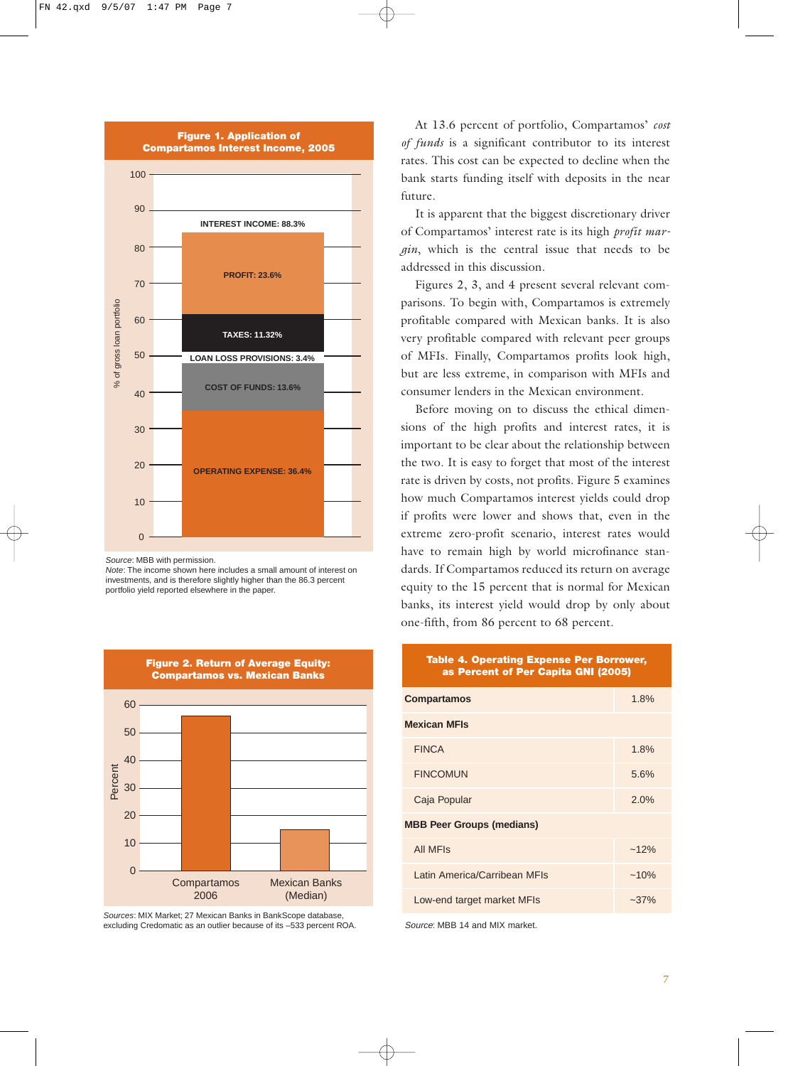**Figure 1. Application of Compartamos Interest Income, 2005**

| Component | % of gross loan portfolio |
|---|---|
| Operating expense | 36.4% |
| Cost of funds | 13.6% |
| Loan loss provisions | 3.4% |
| Taxes | 11.32% |
| Profit | 23.6% |
| Interest income | 88.3% |

*Source*: MBB with permission.
*Note*: The income shown here includes a small amount of interest on investments, and is therefore slightly higher than the 86.3 percent portfolio yield reported elsewhere in the paper.

**Figure 2. Return of Average Equity: Compartamos vs. Mexican Banks**

*Sources*: MIX Market; 27 Mexican Banks in BankScope database, excluding Credomatic as an outlier because of its –533 percent ROA.

At 13.6 percent of portfolio, Compartamos' *cost of funds* is a significant contributor to its interest rates. This cost can be expected to decline when the bank starts funding itself with deposits in the near future.

It is apparent that the biggest discretionary driver of Compartamos' interest rate is its high *profit margin*, which is the central issue that needs to be addressed in this discussion.

Figures 2, 3, and 4 present several relevant comparisons. To begin with, Compartamos is extremely profitable compared with Mexican banks. It is also very profitable compared with relevant peer groups of MFIs. Finally, Compartamos profits look high, but are less extreme, in comparison with MFIs and consumer lenders in the Mexican environment.

Before moving on to discuss the ethical dimensions of the high profits and interest rates, it is important to be clear about the relationship between the two. It is easy to forget that most of the interest rate is driven by costs, not profits. Figure 5 examines how much Compartamos interest yields could drop if profits were lower and shows that, even in the extreme zero-profit scenario, interest rates would have to remain high by world microfinance standards. If Compartamos reduced its return on average equity to the 15 percent that is normal for Mexican banks, its interest yield would drop by only about one-fifth, from 86 percent to 68 percent.

**Table 4. Operating Expense Per Borrower, as Percent of Per Capita GNI (2005)**

| | |
|---|---|
| **Compartamos** | 1.8% |
| **Mexican MFIs** | |
| FINCA | 1.8% |
| FINCOMUN | 5.6% |
| Caja Popular | 2.0% |
| **MBB Peer Groups (medians)** | |
| All MFIs | ~12% |
| Latin America/Carribean MFIs | ~10% |
| Low-end target market MFIs | ~37% |

*Source*: MBB 14 and MIX market.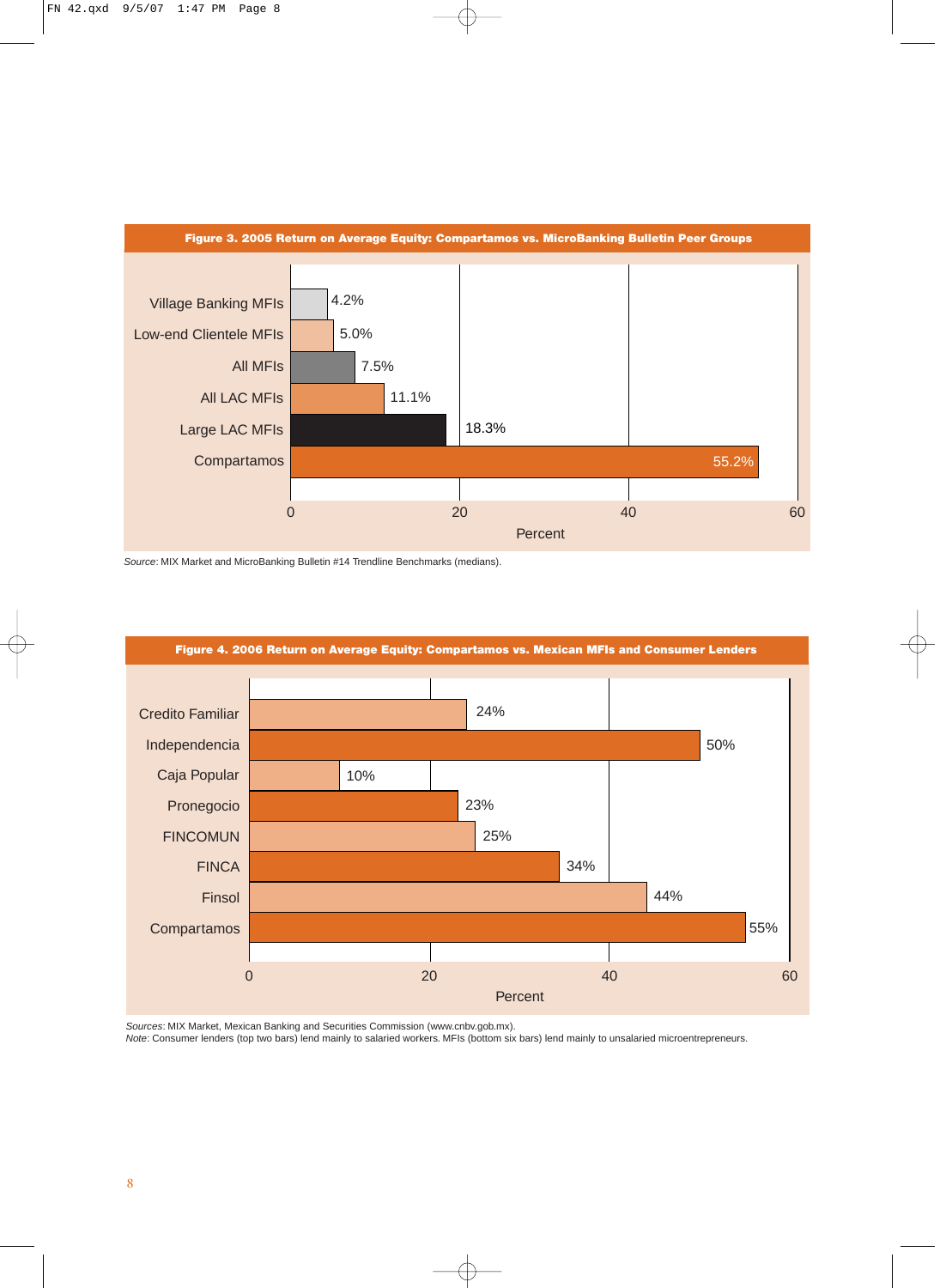**Figure 3. 2005 Return on Average Equity: Compartamos vs. MicroBanking Bulletin Peer Groups**

| Group | Percent |
| --- | --- |
| Village Banking MFIs | 4.2% |
| Low-end Clientele MFIs | 5.0% |
| All MFIs | 7.5% |
| All LAC MFIs | 11.1% |
| Large LAC MFIs | 18.3% |
| Compartamos | 55.2% |

*Source*: MIX Market and MicroBanking Bulletin #14 Trendline Benchmarks (medians).

**Figure 4. 2006 Return on Average Equity: Compartamos vs. Mexican MFIs and Consumer Lenders**

| Institution | Percent |
| --- | --- |
| Credito Familiar | 24% |
| Independencia | 50% |
| Caja Popular | 10% |
| Pronegocio | 23% |
| FINCOMUN | 25% |
| FINCA | 34% |
| Finsol | 44% |
| Compartamos | 55% |

*Sources*: MIX Market, Mexican Banking and Securities Commission (www.cnbv.gob.mx).
*Note*: Consumer lenders (top two bars) lend mainly to salaried workers. MFIs (bottom six bars) lend mainly to unsalaried microentrepreneurs.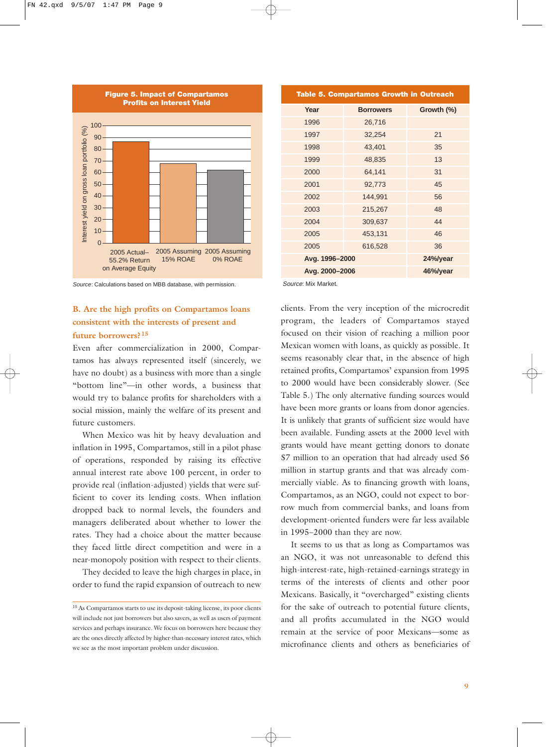**Figure 5. Impact of Compartamos Profits on Interest Yield**

Interest yield on gross loan portfolio (%)

| | Interest yield (%) |
|---|---|
| 2005 Actual–55.2% Return on Average Equity | ~86 |
| 2005 Assuming 15% ROAE | ~68 |
| 2005 Assuming 0% ROAE | ~62 |

*Source*: Calculations based on MBB database, with permission.

**Table 5. Compartamos Growth in Outreach**

| Year | Borrowers | Growth (%) |
|---|---|---|
| 1996 | 26,716 | |
| 1997 | 32,254 | 21 |
| 1998 | 43,401 | 35 |
| 1999 | 48,835 | 13 |
| 2000 | 64,141 | 31 |
| 2001 | 92,773 | 45 |
| 2002 | 144,991 | 56 |
| 2003 | 215,267 | 48 |
| 2004 | 309,637 | 44 |
| 2005 | 453,131 | 46 |
| 2005 | 616,528 | 36 |
| **Avg. 1996–2000** | | **24%/year** |
| **Avg. 2000–2006** | | **46%/year** |

*Source*: Mix Market.

## B. Are the high profits on Compartamos loans consistent with the interests of present and future borrowers?[15]

Even after commercialization in 2000, Compartamos has always represented itself (sincerely, we have no doubt) as a business with more than a single "bottom line"—in other words, a business that would try to balance profits for shareholders with a social mission, mainly the welfare of its present and future customers.

When Mexico was hit by heavy devaluation and inflation in 1995, Compartamos, still in a pilot phase of operations, responded by raising its effective annual interest rate above 100 percent, in order to provide real (inflation-adjusted) yields that were sufficient to cover its lending costs. When inflation dropped back to normal levels, the founders and managers deliberated about whether to lower the rates. They had a choice about the matter because they faced little direct competition and were in a near-monopoly position with respect to their clients.

They decided to leave the high charges in place, in order to fund the rapid expansion of outreach to new clients. From the very inception of the microcredit program, the leaders of Compartamos stayed focused on their vision of reaching a million poor Mexican women with loans, as quickly as possible. It seems reasonably clear that, in the absence of high retained profits, Compartamos' expansion from 1995 to 2000 would have been considerably slower. (See Table 5.) The only alternative funding sources would have been more grants or loans from donor agencies. It is unlikely that grants of sufficient size would have been available. Funding assets at the 2000 level with grants would have meant getting donors to donate \$7 million to an operation that had already used \$6 million in startup grants and that was already commercially viable. As to financing growth with loans, Compartamos, as an NGO, could not expect to borrow much from commercial banks, and loans from development-oriented funders were far less available in 1995–2000 than they are now.

It seems to us that as long as Compartamos was an NGO, it was not unreasonable to defend this high-interest-rate, high-retained-earnings strategy in terms of the interests of clients and other poor Mexicans. Basically, it "overcharged" existing clients for the sake of outreach to potential future clients, and all profits accumulated in the NGO would remain at the service of poor Mexicans—some as microfinance clients and others as beneficiaries of

[15] As Compartamos starts to use its deposit-taking license, its poor clients will include not just borrowers but also savers, as well as users of payment services and perhaps insurance. We focus on borrowers here because they are the ones directly affected by higher-than-necessary interest rates, which we see as the most important problem under discussion.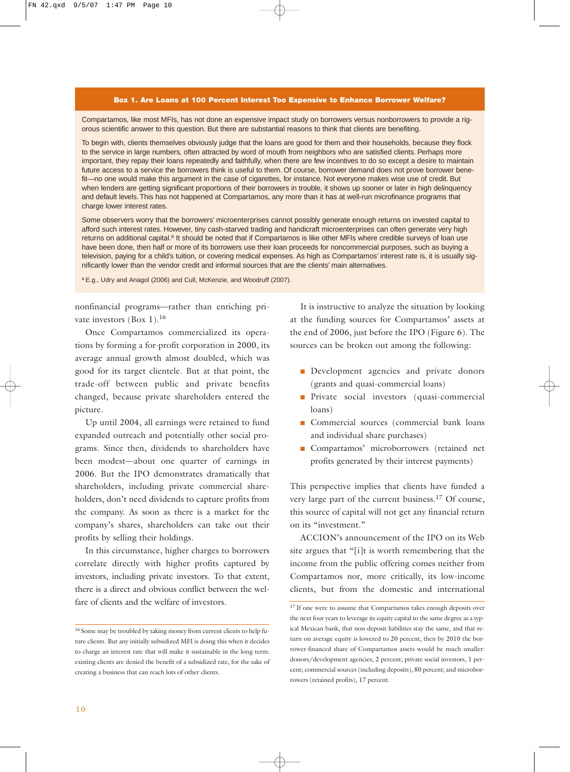### Box 1. Are Loans at 100 Percent Interest Too Expensive to Enhance Borrower Welfare?

Compartamos, like most MFIs, has not done an expensive impact study on borrowers versus nonborrowers to provide a rigorous scientific answer to this question. But there are substantial reasons to think that clients are benefiting.

To begin with, clients themselves obviously judge that the loans are good for them and their households, because they flock to the service in large numbers, often attracted by word of mouth from neighbors who are satisfied clients. Perhaps more important, they repay their loans repeatedly and faithfully, when there are few incentives to do so except a desire to maintain future access to a service the borrowers think is useful to them. Of course, borrower demand does not prove borrower benefit—no one would make this argument in the case of cigarettes, for instance. Not everyone makes wise use of credit. But when lenders are getting significant proportions of their borrowers in trouble, it shows up sooner or later in high delinquency and default levels. This has not happened at Compartamos, any more than it has at well-run microfinance programs that charge lower interest rates.

Some observers worry that the borrowers' microenterprises cannot possibly generate enough returns on invested capital to afford such interest rates. However, tiny cash-starved trading and handicraft microenterprises can often generate very high returns on additional capital.[a] It should be noted that if Compartamos is like other MFIs where credible surveys of loan use have been done, then half or more of its borrowers use their loan proceeds for noncommercial purposes, such as buying a television, paying for a child's tuition, or covering medical expenses. As high as Compartamos' interest rate is, it is usually significantly lower than the vendor credit and informal sources that are the clients' main alternatives.

[a] E.g., Udry and Anagol (2006) and Cull, McKenzie, and Woodruff (2007).

nonfinancial programs—rather than enriching private investors (Box 1).[16]

Once Compartamos commercialized its operations by forming a for-profit corporation in 2000, its average annual growth almost doubled, which was good for its target clientele. But at that point, the trade-off between public and private benefits changed, because private shareholders entered the picture.

Up until 2004, all earnings were retained to fund expanded outreach and potentially other social programs. Since then, dividends to shareholders have been modest—about one quarter of earnings in 2006. But the IPO demonstrates dramatically that shareholders, including private commercial shareholders, don't need dividends to capture profits from the company. As soon as there is a market for the company's shares, shareholders can take out their profits by selling their holdings.

In this circumstance, higher charges to borrowers correlate directly with higher profits captured by investors, including private investors. To that extent, there is a direct and obvious conflict between the welfare of clients and the welfare of investors.

It is instructive to analyze the situation by looking at the funding sources for Compartamos' assets at the end of 2006, just before the IPO (Figure 6). The sources can be broken out among the following:

- Development agencies and private donors (grants and quasi-commercial loans)
- Private social investors (quasi-commercial loans)
- Commercial sources (commercial bank loans and individual share purchases)
- Compartamos' microborrowers (retained net profits generated by their interest payments)

This perspective implies that clients have funded a very large part of the current business.[17] Of course, this source of capital will not get any financial return on its "investment."

ACCION's announcement of the IPO on its Web site argues that "[i]t is worth remembering that the income from the public offering comes neither from Compartamos nor, more critically, its low-income clients, but from the domestic and international

[16] Some may be troubled by taking money from current clients to help future clients. But any initially subsidized MFI is doing this when it decides to charge an interest rate that will make it sustainable in the long term: existing clients are denied the benefit of a subsidized rate, for the sake of creating a business that can reach lots of other clients.

[17] If one were to assume that Compartamos takes enough deposits over the next four years to leverage its equity capital to the same degree as a typical Mexican bank, that non-deposit liabilities stay the same, and that return on average equity is lowered to 20 percent, then by 2010 the borrower-financed share of Compartamos assets would be much smaller: donors/development agencies, 2 percent; private social investors, 1 percent; commercial sources (including deposits), 80 percent; and microborrowers (retained profits), 17 percent.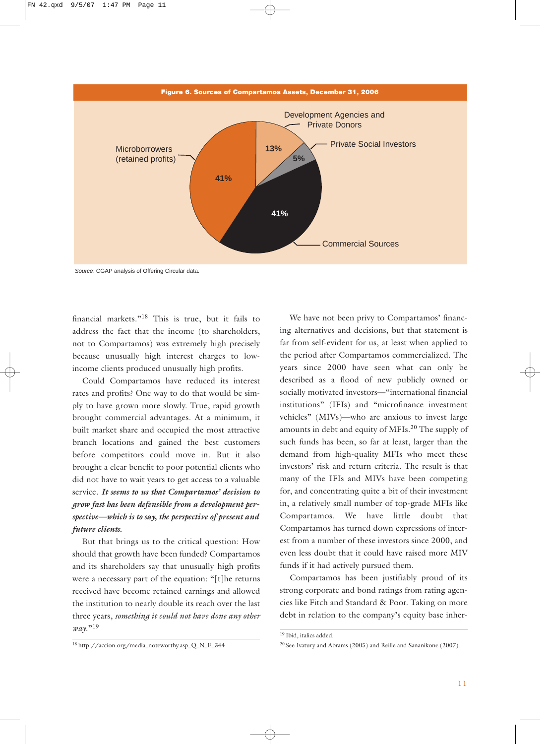**Figure 6. Sources of Compartamos Assets, December 31, 2006**

| Source | Share |
| --- | --- |
| Microborrowers (retained profits) | 41% |
| Development Agencies and Private Donors | 13% |
| Private Social Investors | 5% |
| Commercial Sources | 41% |

*Source*: CGAP analysis of Offering Circular data.

financial markets."[18] This is true, but it fails to address the fact that the income (to shareholders, not to Compartamos) was extremely high precisely because unusually high interest charges to low-income clients produced unusually high profits.

Could Compartamos have reduced its interest rates and profits? One way to do that would be simply to have grown more slowly. True, rapid growth brought commercial advantages. At a minimum, it built market share and occupied the most attractive branch locations and gained the best customers before competitors could move in. But it also brought a clear benefit to poor potential clients who did not have to wait years to get access to a valuable service. ***It seems to us that Compartamos' decision to grow fast has been defensible from a development perspective—which is to say, the perspective of present and future clients.***

But that brings us to the critical question: How should that growth have been funded? Compartamos and its shareholders say that unusually high profits were a necessary part of the equation: "[t]he returns received have become retained earnings and allowed the institution to nearly double its reach over the last three years, *something it could not have done any other way.*"[19]

We have not been privy to Compartamos' financing alternatives and decisions, but that statement is far from self-evident for us, at least when applied to the period after Compartamos commercialized. The years since 2000 have seen what can only be described as a flood of new publicly owned or socially motivated investors—"international financial institutions" (IFIs) and "microfinance investment vehicles" (MIVs)—who are anxious to invest large amounts in debt and equity of MFIs.[20] The supply of such funds has been, so far at least, larger than the demand from high-quality MFIs who meet these investors' risk and return criteria. The result is that many of the IFIs and MIVs have been competing for, and concentrating quite a bit of their investment in, a relatively small number of top-grade MFIs like Compartamos. We have little doubt that Compartamos has turned down expressions of interest from a number of these investors since 2000, and even less doubt that it could have raised more MIV funds if it had actively pursued them.

Compartamos has been justifiably proud of its strong corporate and bond ratings from rating agencies like Fitch and Standard & Poor. Taking on more debt in relation to the company's equity base inher-

---

[18] http://accion.org/media_noteworthy.asp_Q_N_E_344

[19] Ibid, italics added.

[20] See Ivatury and Abrams (2005) and Reille and Sananikone (2007).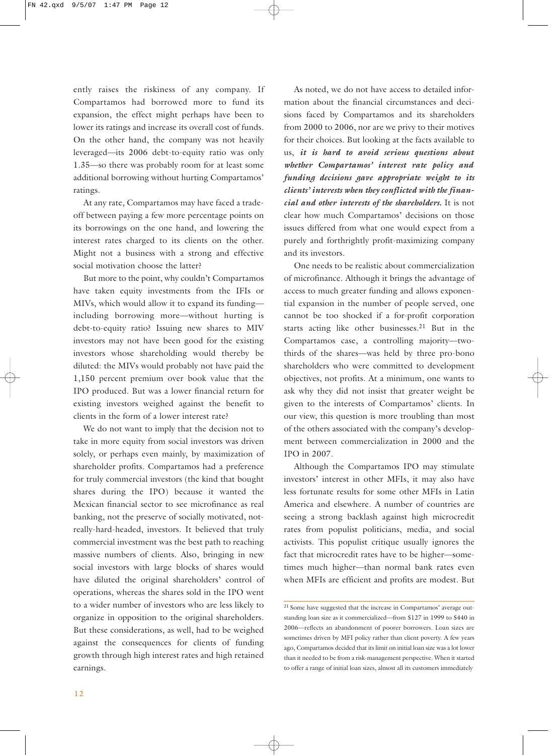ently raises the riskiness of any company. If Compartamos had borrowed more to fund its expansion, the effect might perhaps have been to lower its ratings and increase its overall cost of funds. On the other hand, the company was not heavily leveraged—its 2006 debt-to-equity ratio was only 1.35—so there was probably room for at least some additional borrowing without hurting Compartamos' ratings.

At any rate, Compartamos may have faced a tradeoff between paying a few more percentage points on its borrowings on the one hand, and lowering the interest rates charged to its clients on the other. Might not a business with a strong and effective social motivation choose the latter?

But more to the point, why couldn't Compartamos have taken equity investments from the IFIs or MIVs, which would allow it to expand its funding—including borrowing more—without hurting is debt-to-equity ratio? Issuing new shares to MIV investors may not have been good for the existing investors whose shareholding would thereby be diluted: the MIVs would probably not have paid the 1,150 percent premium over book value that the IPO produced. But was a lower financial return for existing investors weighed against the benefit to clients in the form of a lower interest rate?

We do not want to imply that the decision not to take in more equity from social investors was driven solely, or perhaps even mainly, by maximization of shareholder profits. Compartamos had a preference for truly commercial investors (the kind that bought shares during the IPO) because it wanted the Mexican financial sector to see microfinance as real banking, not the preserve of socially motivated, not-really-hard-headed, investors. It believed that truly commercial investment was the best path to reaching massive numbers of clients. Also, bringing in new social investors with large blocks of shares would have diluted the original shareholders' control of operations, whereas the shares sold in the IPO went to a wider number of investors who are less likely to organize in opposition to the original shareholders. But these considerations, as well, had to be weighed against the consequences for clients of funding growth through high interest rates and high retained earnings.

As noted, we do not have access to detailed information about the financial circumstances and decisions faced by Compartamos and its shareholders from 2000 to 2006, nor are we privy to their motives for their choices. But looking at the facts available to us, ***it is hard to avoid serious questions about whether Compartamos' interest rate policy and funding decisions gave appropriate weight to its clients' interests when they conflicted with the financial and other interests of the shareholders.*** It is not clear how much Compartamos' decisions on those issues differed from what one would expect from a purely and forthrightly profit-maximizing company and its investors.

One needs to be realistic about commercialization of microfinance. Although it brings the advantage of access to much greater funding and allows exponential expansion in the number of people served, one cannot be too shocked if a for-profit corporation starts acting like other businesses.[21] But in the Compartamos case, a controlling majority—two-thirds of the shares—was held by three pro-bono shareholders who were committed to development objectives, not profits. At a minimum, one wants to ask why they did not insist that greater weight be given to the interests of Compartamos' clients. In our view, this question is more troubling than most of the others associated with the company's development between commercialization in 2000 and the IPO in 2007.

Although the Compartamos IPO may stimulate investors' interest in other MFIs, it may also have less fortunate results for some other MFIs in Latin America and elsewhere. A number of countries are seeing a strong backlash against high microcredit rates from populist politicians, media, and social activists. This populist critique usually ignores the fact that microcredit rates have to be higher—sometimes much higher—than normal bank rates even when MFIs are efficient and profits are modest. But

---

[21] Some have suggested that the increase in Compartamos' average outstanding loan size as it commercialized—from $127 in 1999 to $440 in 2006—reflects an abandonment of poorer borrowers. Loan sizes are sometimes driven by MFI policy rather than client poverty. A few years ago, Compartamos decided that its limit on initial loan size was a lot lower than it needed to be from a risk-management perspective. When it started to offer a range of initial loan sizes, almost all its customers immediately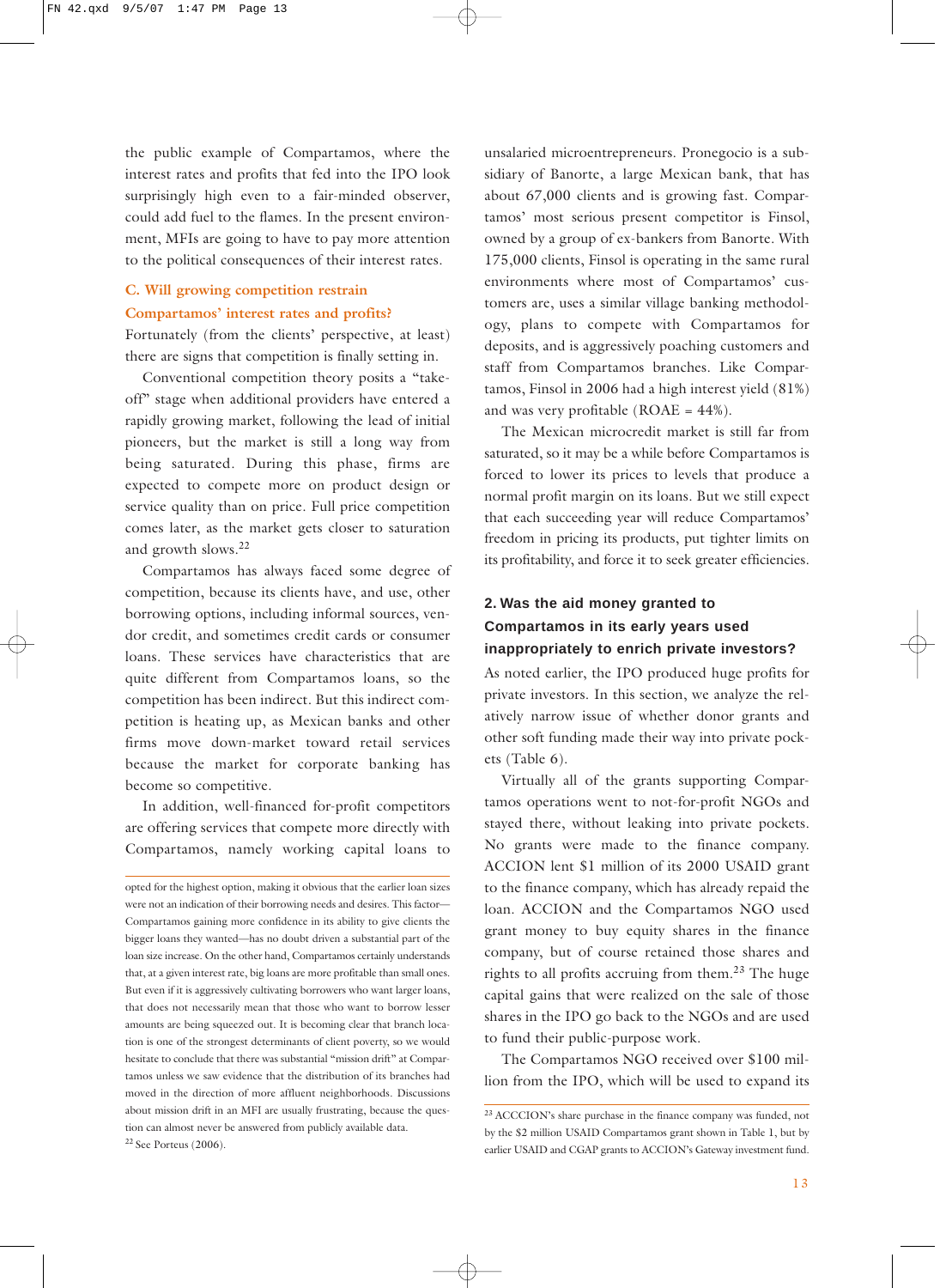the public example of Compartamos, where the interest rates and profits that fed into the IPO look surprisingly high even to a fair-minded observer, could add fuel to the flames. In the present environment, MFIs are going to have to pay more attention to the political consequences of their interest rates.

### C. Will growing competition restrain Compartamos' interest rates and profits?

Fortunately (from the clients' perspective, at least) there are signs that competition is finally setting in.

Conventional competition theory posits a "take-off" stage when additional providers have entered a rapidly growing market, following the lead of initial pioneers, but the market is still a long way from being saturated. During this phase, firms are expected to compete more on product design or service quality than on price. Full price competition comes later, as the market gets closer to saturation and growth slows.[22]

Compartamos has always faced some degree of competition, because its clients have, and use, other borrowing options, including informal sources, vendor credit, and sometimes credit cards or consumer loans. These services have characteristics that are quite different from Compartamos loans, so the competition has been indirect. But this indirect competition is heating up, as Mexican banks and other firms move down-market toward retail services because the market for corporate banking has become so competitive.

In addition, well-financed for-profit competitors are offering services that compete more directly with Compartamos, namely working capital loans to unsalaried microentrepreneurs. Pronegocio is a subsidiary of Banorte, a large Mexican bank, that has about 67,000 clients and is growing fast. Compartamos' most serious present competitor is Finsol, owned by a group of ex-bankers from Banorte. With 175,000 clients, Finsol is operating in the same rural environments where most of Compartamos' customers are, uses a similar village banking methodology, plans to compete with Compartamos for deposits, and is aggressively poaching customers and staff from Compartamos branches. Like Compartamos, Finsol in 2006 had a high interest yield (81%) and was very profitable (ROAE = 44%).

The Mexican microcredit market is still far from saturated, so it may be a while before Compartamos is forced to lower its prices to levels that produce a normal profit margin on its loans. But we still expect that each succeeding year will reduce Compartamos' freedom in pricing its products, put tighter limits on its profitability, and force it to seek greater efficiencies.

## 2. Was the aid money granted to Compartamos in its early years used inappropriately to enrich private investors?

As noted earlier, the IPO produced huge profits for private investors. In this section, we analyze the relatively narrow issue of whether donor grants and other soft funding made their way into private pockets (Table 6).

Virtually all of the grants supporting Compartamos operations went to not-for-profit NGOs and stayed there, without leaking into private pockets. No grants were made to the finance company. ACCION lent $1 million of its 2000 USAID grant to the finance company, which has already repaid the loan. ACCION and the Compartamos NGO used grant money to buy equity shares in the finance company, but of course retained those shares and rights to all profits accruing from them.[23] The huge capital gains that were realized on the sale of those shares in the IPO go back to the NGOs and are used to fund their public-purpose work.

The Compartamos NGO received over $100 million from the IPO, which will be used to expand its

---

opted for the highest option, making it obvious that the earlier loan sizes were not an indication of their borrowing needs and desires. This factor—Compartamos gaining more confidence in its ability to give clients the bigger loans they wanted—has no doubt driven a substantial part of the loan size increase. On the other hand, Compartamos certainly understands that, at a given interest rate, big loans are more profitable than small ones. But even if it is aggressively cultivating borrowers who want larger loans, that does not necessarily mean that those who want to borrow lesser amounts are being squeezed out. It is becoming clear that branch location is one of the strongest determinants of client poverty, so we would hesitate to conclude that there was substantial "mission drift" at Compartamos unless we saw evidence that the distribution of its branches had moved in the direction of more affluent neighborhoods. Discussions about mission drift in an MFI are usually frustrating, because the question can almost never be answered from publicly available data.

[22] See Porteus (2006).

[23] ACCCION's share purchase in the finance company was funded, not by the $2 million USAID Compartamos grant shown in Table 1, but by earlier USAID and CGAP grants to ACCION's Gateway investment fund.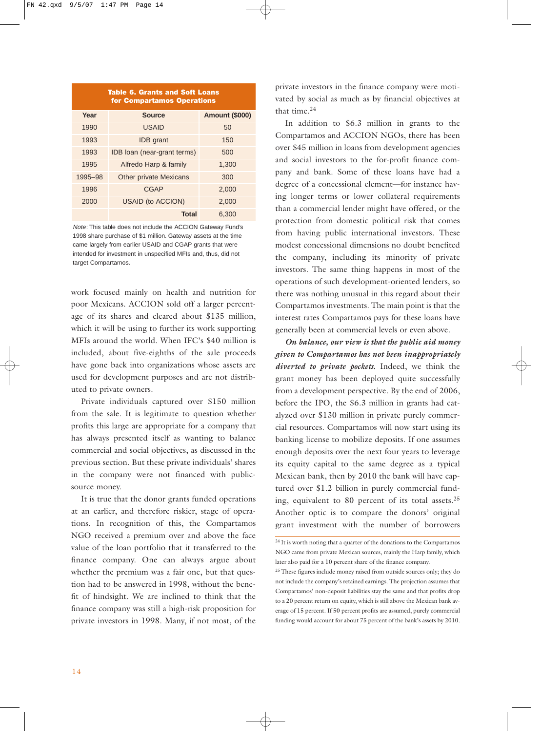**Table 6. Grants and Soft Loans for Compartamos Operations**

| Year | Source | Amount ($000) |
|---|---|---|
| 1990 | USAID | 50 |
| 1993 | IDB grant | 150 |
| 1993 | IDB loan (near-grant terms) | 500 |
| 1995 | Alfredo Harp & family | 1,300 |
| 1995–98 | Other private Mexicans | 300 |
| 1996 | CGAP | 2,000 |
| 2000 | USAID (to ACCION) | 2,000 |
| | **Total** | 6,300 |

*Note*: This table does not include the ACCION Gateway Fund's 1998 share purchase of $1 million. Gateway assets at the time came largely from earlier USAID and CGAP grants that were intended for investment in unspecified MFIs and, thus, did not target Compartamos.

work focused mainly on health and nutrition for poor Mexicans. ACCION sold off a larger percentage of its shares and cleared about $135 million, which it will be using to further its work supporting MFIs around the world. When IFC's $40 million is included, about five-eighths of the sale proceeds have gone back into organizations whose assets are used for development purposes and are not distributed to private owners.

Private individuals captured over $150 million from the sale. It is legitimate to question whether profits this large are appropriate for a company that has always presented itself as wanting to balance commercial and social objectives, as discussed in the previous section. But these private individuals' shares in the company were not financed with public-source money.

It is true that the donor grants funded operations at an earlier, and therefore riskier, stage of operations. In recognition of this, the Compartamos NGO received a premium over and above the face value of the loan portfolio that it transferred to the finance company. One can always argue about whether the premium was a fair one, but that question had to be answered in 1998, without the benefit of hindsight. We are inclined to think that the finance company was still a high-risk proposition for private investors in 1998. Many, if not most, of the private investors in the finance company were motivated by social as much as by financial objectives at that time.[24]

In addition to $6.3 million in grants to the Compartamos and ACCION NGOs, there has been over $45 million in loans from development agencies and social investors to the for-profit finance company and bank. Some of these loans have had a degree of a concessional element—for instance having longer terms or lower collateral requirements than a commercial lender might have offered, or the protection from domestic political risk that comes from having public international investors. These modest concessional dimensions no doubt benefited the company, including its minority of private investors. The same thing happens in most of the operations of such development-oriented lenders, so there was nothing unusual in this regard about their Compartamos investments. The main point is that the interest rates Compartamos pays for these loans have generally been at commercial levels or even above.

***On balance, our view is that the public aid money given to Compartamos has not been inappropriately diverted to private pockets.*** Indeed, we think the grant money has been deployed quite successfully from a development perspective. By the end of 2006, before the IPO, the $6.3 million in grants had catalyzed over $130 million in private purely commercial resources. Compartamos will now start using its banking license to mobilize deposits. If one assumes enough deposits over the next four years to leverage its equity capital to the same degree as a typical Mexican bank, then by 2010 the bank will have captured over $1.2 billion in purely commercial funding, equivalent to 80 percent of its total assets.[25] Another optic is to compare the donors' original grant investment with the number of borrowers

[24] It is worth noting that a quarter of the donations to the Compartamos NGO came from private Mexican sources, mainly the Harp family, which later also paid for a 10 percent share of the finance company.

[25] These figures include money raised from outside sources only; they do not include the company's retained earnings. The projection assumes that Compartamos' non-deposit liabilities stay the same and that profits drop to a 20 percent return on equity, which is still above the Mexican bank average of 15 percent. If 50 percent profits are assumed, purely commercial funding would account for about 75 percent of the bank's assets by 2010.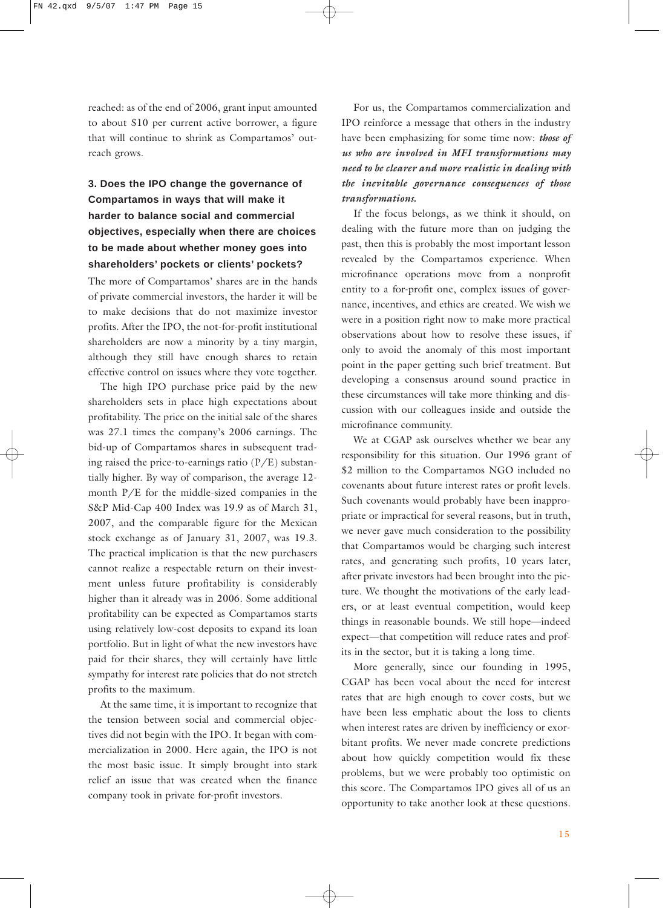reached: as of the end of 2006, grant input amounted to about $10 per current active borrower, a figure that will continue to shrink as Compartamos' outreach grows.

### 3. Does the IPO change the governance of Compartamos in ways that will make it harder to balance social and commercial objectives, especially when there are choices to be made about whether money goes into shareholders' pockets or clients' pockets?

The more of Compartamos' shares are in the hands of private commercial investors, the harder it will be to make decisions that do not maximize investor profits. After the IPO, the not-for-profit institutional shareholders are now a minority by a tiny margin, although they still have enough shares to retain effective control on issues where they vote together.

The high IPO purchase price paid by the new shareholders sets in place high expectations about profitability. The price on the initial sale of the shares was 27.1 times the company's 2006 earnings. The bid-up of Compartamos shares in subsequent trading raised the price-to-earnings ratio (P/E) substantially higher. By way of comparison, the average 12-month P/E for the middle-sized companies in the S&P Mid-Cap 400 Index was 19.9 as of March 31, 2007, and the comparable figure for the Mexican stock exchange as of January 31, 2007, was 19.3. The practical implication is that the new purchasers cannot realize a respectable return on their investment unless future profitability is considerably higher than it already was in 2006. Some additional profitability can be expected as Compartamos starts using relatively low-cost deposits to expand its loan portfolio. But in light of what the new investors have paid for their shares, they will certainly have little sympathy for interest rate policies that do not stretch profits to the maximum.

At the same time, it is important to recognize that the tension between social and commercial objectives did not begin with the IPO. It began with commercialization in 2000. Here again, the IPO is not the most basic issue. It simply brought into stark relief an issue that was created when the finance company took in private for-profit investors.

For us, the Compartamos commercialization and IPO reinforce a message that others in the industry have been emphasizing for some time now: ***those of us who are involved in MFI transformations may need to be clearer and more realistic in dealing with the inevitable governance consequences of those transformations.***

If the focus belongs, as we think it should, on dealing with the future more than on judging the past, then this is probably the most important lesson revealed by the Compartamos experience. When microfinance operations move from a nonprofit entity to a for-profit one, complex issues of governance, incentives, and ethics are created. We wish we were in a position right now to make more practical observations about how to resolve these issues, if only to avoid the anomaly of this most important point in the paper getting such brief treatment. But developing a consensus around sound practice in these circumstances will take more thinking and discussion with our colleagues inside and outside the microfinance community.

We at CGAP ask ourselves whether we bear any responsibility for this situation. Our 1996 grant of $2 million to the Compartamos NGO included no covenants about future interest rates or profit levels. Such covenants would probably have been inappropriate or impractical for several reasons, but in truth, we never gave much consideration to the possibility that Compartamos would be charging such interest rates, and generating such profits, 10 years later, after private investors had been brought into the picture. We thought the motivations of the early leaders, or at least eventual competition, would keep things in reasonable bounds. We still hope—indeed expect—that competition will reduce rates and profits in the sector, but it is taking a long time.

More generally, since our founding in 1995, CGAP has been vocal about the need for interest rates that are high enough to cover costs, but we have been less emphatic about the loss to clients when interest rates are driven by inefficiency or exorbitant profits. We never made concrete predictions about how quickly competition would fix these problems, but we were probably too optimistic on this score. The Compartamos IPO gives all of us an opportunity to take another look at these questions.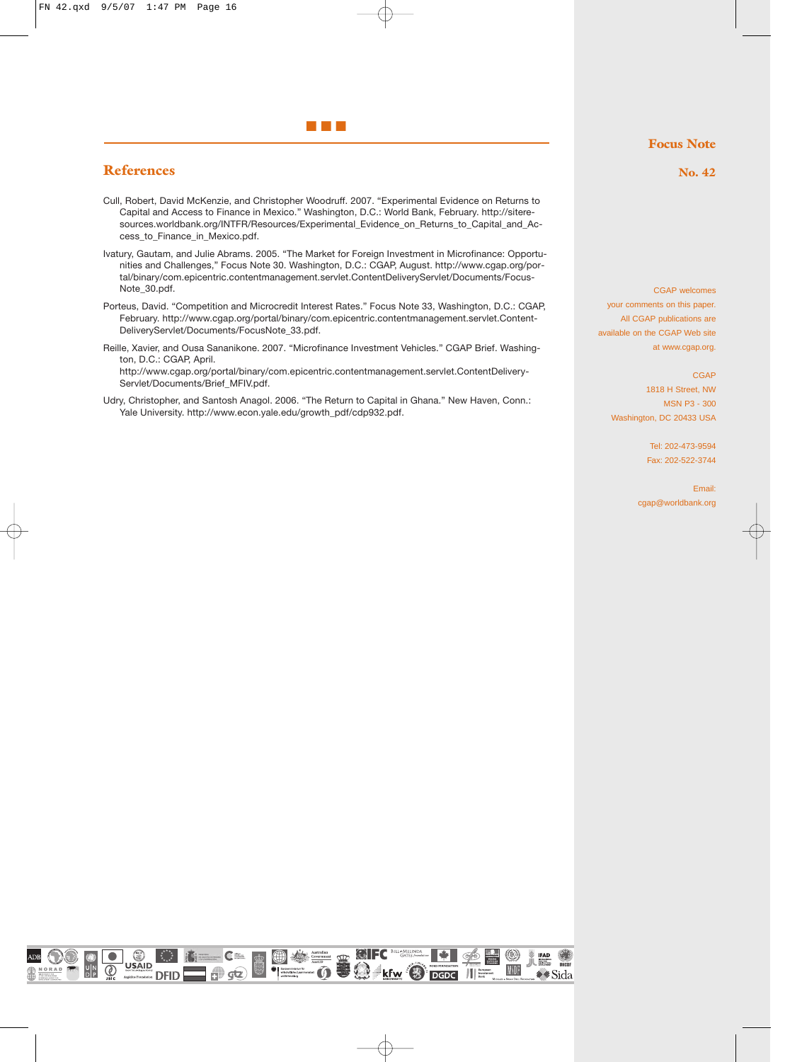## References

Cull, Robert, David McKenzie, and Christopher Woodruff. 2007. "Experimental Evidence on Returns to Capital and Access to Finance in Mexico." Washington, D.C.: World Bank, February. http://siteresources.worldbank.org/INTFR/Resources/Experimental_Evidence_on_Returns_to_Capital_and_Access_to_Finance_in_Mexico.pdf.

Ivatury, Gautam, and Julie Abrams. 2005. "The Market for Foreign Investment in Microfinance: Opportunities and Challenges," Focus Note 30. Washington, D.C.: CGAP, August. http://www.cgap.org/portal/binary/com.epicentric.contentmanagement.servlet.ContentDeliveryServlet/Documents/FocusNote_30.pdf.

Porteus, David. "Competition and Microcredit Interest Rates." Focus Note 33, Washington, D.C.: CGAP, February. http://www.cgap.org/portal/binary/com.epicentric.contentmanagement.servlet.ContentDeliveryServlet/Documents/FocusNote_33.pdf.

Reille, Xavier, and Ousa Sananikone. 2007. "Microfinance Investment Vehicles." CGAP Brief. Washington, D.C.: CGAP, April. http://www.cgap.org/portal/binary/com.epicentric.contentmanagement.servlet.ContentDeliveryServlet/Documents/Brief_MFIV.pdf.

Udry, Christopher, and Santosh Anagol. 2006. "The Return to Capital in Ghana." New Haven, Conn.: Yale University. http://www.econ.yale.edu/growth_pdf/cdp932.pdf.

**Focus Note**

**No. 42**

CGAP welcomes your comments on this paper.

All CGAP publications are available on the CGAP Web site at www.cgap.org.

CGAP
1818 H Street, NW
MSN P3 - 300
Washington, DC 20433 USA

Tel: 202-473-9594
Fax: 202-522-3744

Email:
cgap@worldbank.org